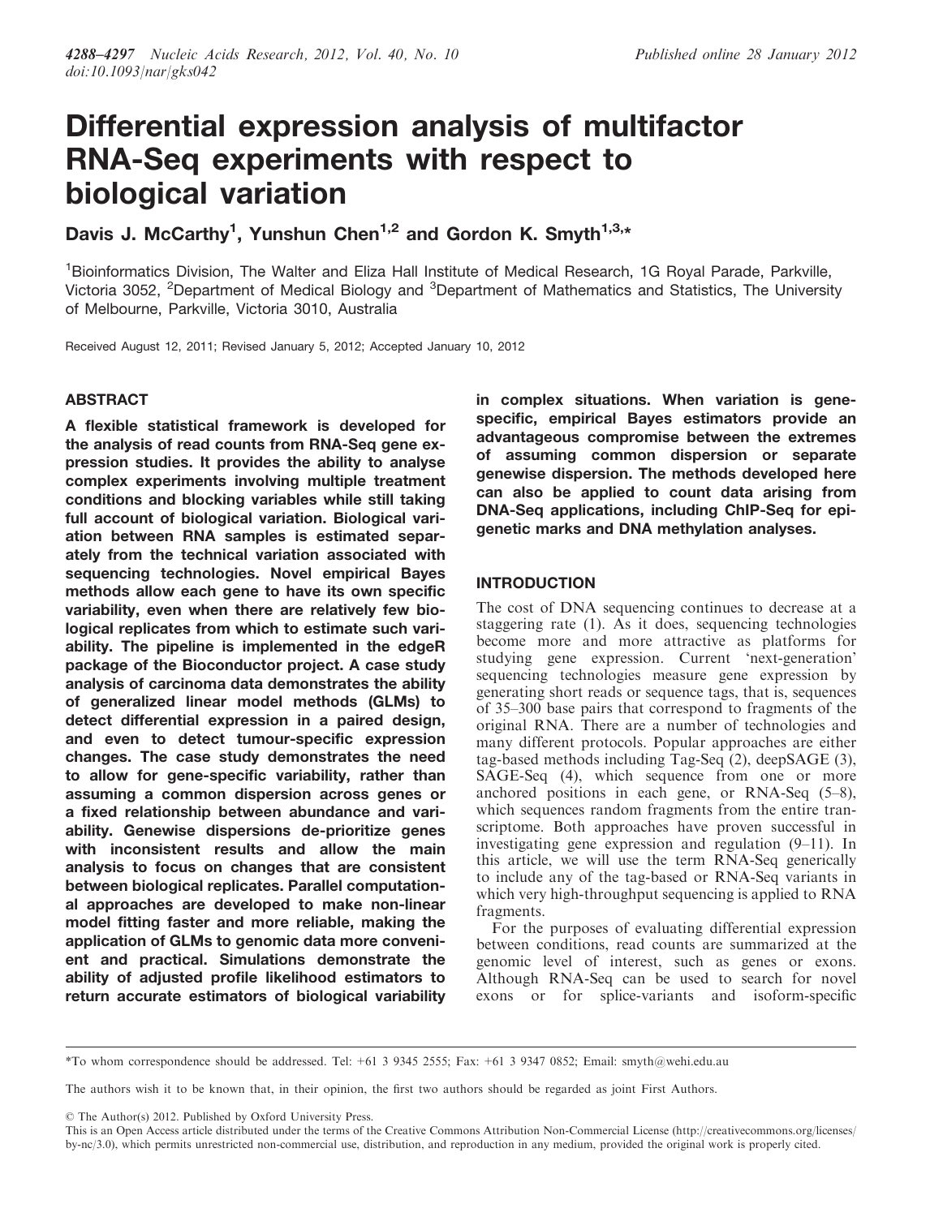# Differential expression analysis of multifactor RNA-Seq experiments with respect to biological variation

**Davis J. McCarthy[1], Yunshun Chen[1,2] and Gordon K. Smyth[1,3,*]**

[1]Bioinformatics Division, The Walter and Eliza Hall Institute of Medical Research, 1G Royal Parade, Parkville, Victoria 3052, [2]Department of Medical Biology and [3]Department of Mathematics and Statistics, The University of Melbourne, Parkville, Victoria 3010, Australia

Received August 12, 2011; Revised January 5, 2012; Accepted January 10, 2012

## ABSTRACT

**A flexible statistical framework is developed for the analysis of read counts from RNA-Seq gene expression studies. It provides the ability to analyse complex experiments involving multiple treatment conditions and blocking variables while still taking full account of biological variation. Biological variation between RNA samples is estimated separately from the technical variation associated with sequencing technologies. Novel empirical Bayes methods allow each gene to have its own specific variability, even when there are relatively few biological replicates from which to estimate such variability. The pipeline is implemented in the edgeR package of the Bioconductor project. A case study analysis of carcinoma data demonstrates the ability of generalized linear model methods (GLMs) to detect differential expression in a paired design, and even to detect tumour-specific expression changes. The case study demonstrates the need to allow for gene-specific variability, rather than assuming a common dispersion across genes or a fixed relationship between abundance and variability. Genewise dispersions de-prioritize genes with inconsistent results and allow the main analysis to focus on changes that are consistent between biological replicates. Parallel computational approaches are developed to make non-linear model fitting faster and more reliable, making the application of GLMs to genomic data more convenient and practical. Simulations demonstrate the ability of adjusted profile likelihood estimators to return accurate estimators of biological variability in complex situations. When variation is gene-specific, empirical Bayes estimators provide an advantageous compromise between the extremes of assuming common dispersion or separate genewise dispersion. The methods developed here can also be applied to count data arising from DNA-Seq applications, including ChIP-Seq for epigenetic marks and DNA methylation analyses.**

## INTRODUCTION

The cost of DNA sequencing continues to decrease at a staggering rate (1). As it does, sequencing technologies become more and more attractive as platforms for studying gene expression. Current 'next-generation' sequencing technologies measure gene expression by generating short reads or sequence tags, that is, sequences of 35–300 base pairs that correspond to fragments of the original RNA. There are a number of technologies and many different protocols. Popular approaches are either tag-based methods including Tag-Seq (2), deepSAGE (3), SAGE-Seq (4), which sequence from one or more anchored positions in each gene, or RNA-Seq (5–8), which sequences random fragments from the entire transcriptome. Both approaches have proven successful in investigating gene expression and regulation (9–11). In this article, we will use the term RNA-Seq generically to include any of the tag-based or RNA-Seq variants in which very high-throughput sequencing is applied to RNA fragments.

For the purposes of evaluating differential expression between conditions, read counts are summarized at the genomic level of interest, such as genes or exons. Although RNA-Seq can be used to search for novel exons or for splice-variants and isoform-specific

*To whom correspondence should be addressed. Tel: +61 3 9345 2555; Fax: +61 3 9347 0852; Email: smyth@wehi.edu.au

The authors wish it to be known that, in their opinion, the first two authors should be regarded as joint First Authors.

© The Author(s) 2012. Published by Oxford University Press.
This is an Open Access article distributed under the terms of the Creative Commons Attribution Non-Commercial License (http://creativecommons.org/licenses/by-nc/3.0), which permits unrestricted non-commercial use, distribution, and reproduction in any medium, provided the original work is properly cited.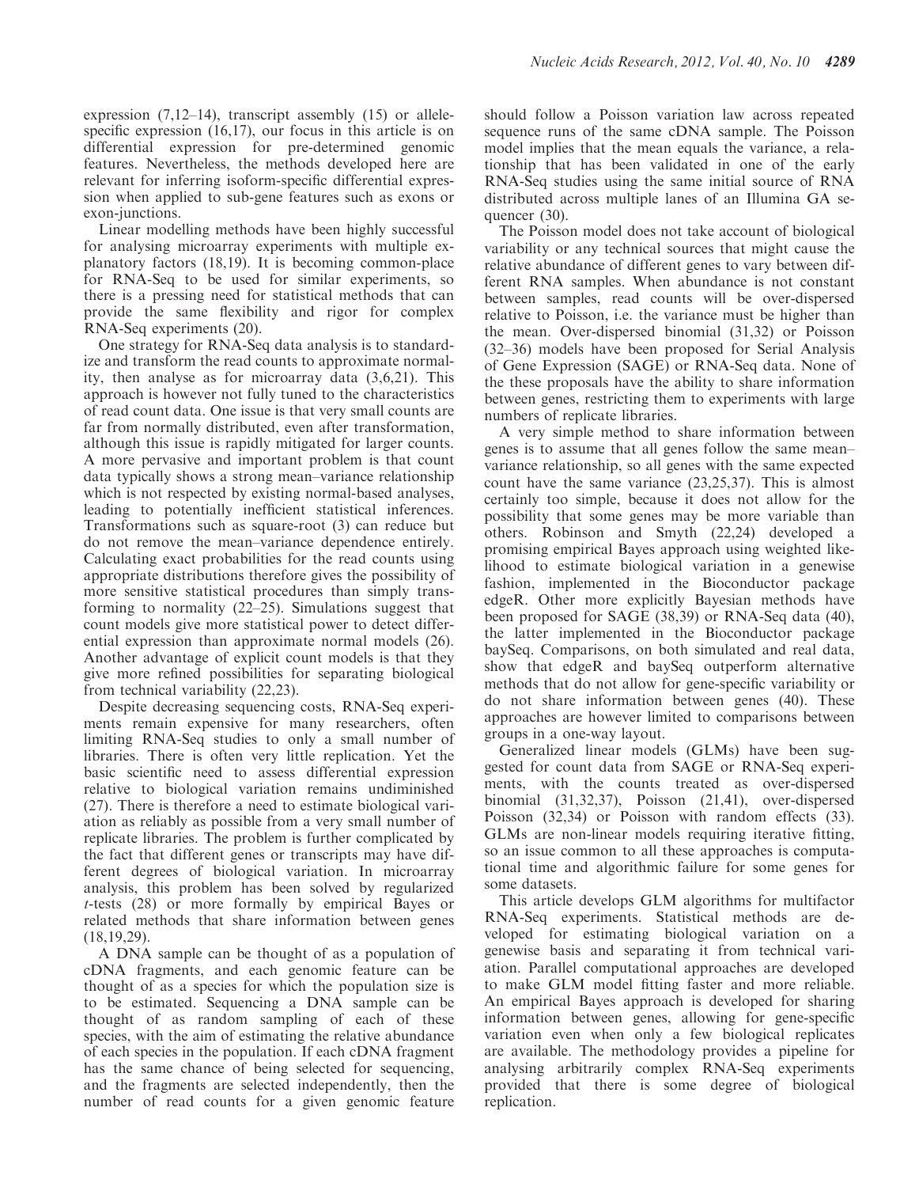expression (7,12–14), transcript assembly (15) or allele-specific expression (16,17), our focus in this article is on differential expression for pre-determined genomic features. Nevertheless, the methods developed here are relevant for inferring isoform-specific differential expression when applied to sub-gene features such as exons or exon-junctions.

Linear modelling methods have been highly successful for analysing microarray experiments with multiple explanatory factors (18,19). It is becoming common-place for RNA-Seq to be used for similar experiments, so there is a pressing need for statistical methods that can provide the same flexibility and rigor for complex RNA-Seq experiments (20).

One strategy for RNA-Seq data analysis is to standardize and transform the read counts to approximate normality, then analyse as for microarray data (3,6,21). This approach is however not fully tuned to the characteristics of read count data. One issue is that very small counts are far from normally distributed, even after transformation, although this issue is rapidly mitigated for larger counts. A more pervasive and important problem is that count data typically shows a strong mean–variance relationship which is not respected by existing normal-based analyses, leading to potentially inefficient statistical inferences. Transformations such as square-root (3) can reduce but do not remove the mean–variance dependence entirely. Calculating exact probabilities for the read counts using appropriate distributions therefore gives the possibility of more sensitive statistical procedures than simply transforming to normality (22–25). Simulations suggest that count models give more statistical power to detect differential expression than approximate normal models (26). Another advantage of explicit count models is that they give more refined possibilities for separating biological from technical variability (22,23).

Despite decreasing sequencing costs, RNA-Seq experiments remain expensive for many researchers, often limiting RNA-Seq studies to only a small number of libraries. There is often very little replication. Yet the basic scientific need to assess differential expression relative to biological variation remains undiminished (27). There is therefore a need to estimate biological variation as reliably as possible from a very small number of replicate libraries. The problem is further complicated by the fact that different genes or transcripts may have different degrees of biological variation. In microarray analysis, this problem has been solved by regularized *t*-tests (28) or more formally by empirical Bayes or related methods that share information between genes (18,19,29).

A DNA sample can be thought of as a population of cDNA fragments, and each genomic feature can be thought of as a species for which the population size is to be estimated. Sequencing a DNA sample can be thought of as random sampling of each of these species, with the aim of estimating the relative abundance of each species in the population. If each cDNA fragment has the same chance of being selected for sequencing, and the fragments are selected independently, then the number of read counts for a given genomic feature should follow a Poisson variation law across repeated sequence runs of the same cDNA sample. The Poisson model implies that the mean equals the variance, a relationship that has been validated in one of the early RNA-Seq studies using the same initial source of RNA distributed across multiple lanes of an Illumina GA sequencer (30).

The Poisson model does not take account of biological variability or any technical sources that might cause the relative abundance of different genes to vary between different RNA samples. When abundance is not constant between samples, read counts will be over-dispersed relative to Poisson, i.e. the variance must be higher than the mean. Over-dispersed binomial (31,32) or Poisson (32–36) models have been proposed for Serial Analysis of Gene Expression (SAGE) or RNA-Seq data. None of the these proposals have the ability to share information between genes, restricting them to experiments with large numbers of replicate libraries.

A very simple method to share information between genes is to assume that all genes follow the same mean–variance relationship, so all genes with the same expected count have the same variance (23,25,37). This is almost certainly too simple, because it does not allow for the possibility that some genes may be more variable than others. Robinson and Smyth (22,24) developed a promising empirical Bayes approach using weighted likelihood to estimate biological variation in a genewise fashion, implemented in the Bioconductor package edgeR. Other more explicitly Bayesian methods have been proposed for SAGE (38,39) or RNA-Seq data (40), the latter implemented in the Bioconductor package baySeq. Comparisons, on both simulated and real data, show that edgeR and baySeq outperform alternative methods that do not allow for gene-specific variability or do not share information between genes (40). These approaches are however limited to comparisons between groups in a one-way layout.

Generalized linear models (GLMs) have been suggested for count data from SAGE or RNA-Seq experiments, with the counts treated as over-dispersed binomial (31,32,37), Poisson (21,41), over-dispersed Poisson (32,34) or Poisson with random effects (33). GLMs are non-linear models requiring iterative fitting, so an issue common to all these approaches is computational time and algorithmic failure for some genes for some datasets.

This article develops GLM algorithms for multifactor RNA-Seq experiments. Statistical methods are developed for estimating biological variation on a genewise basis and separating it from technical variation. Parallel computational approaches are developed to make GLM model fitting faster and more reliable. An empirical Bayes approach is developed for sharing information between genes, allowing for gene-specific variation even when only a few biological replicates are available. The methodology provides a pipeline for analysing arbitrarily complex RNA-Seq experiments provided that there is some degree of biological replication.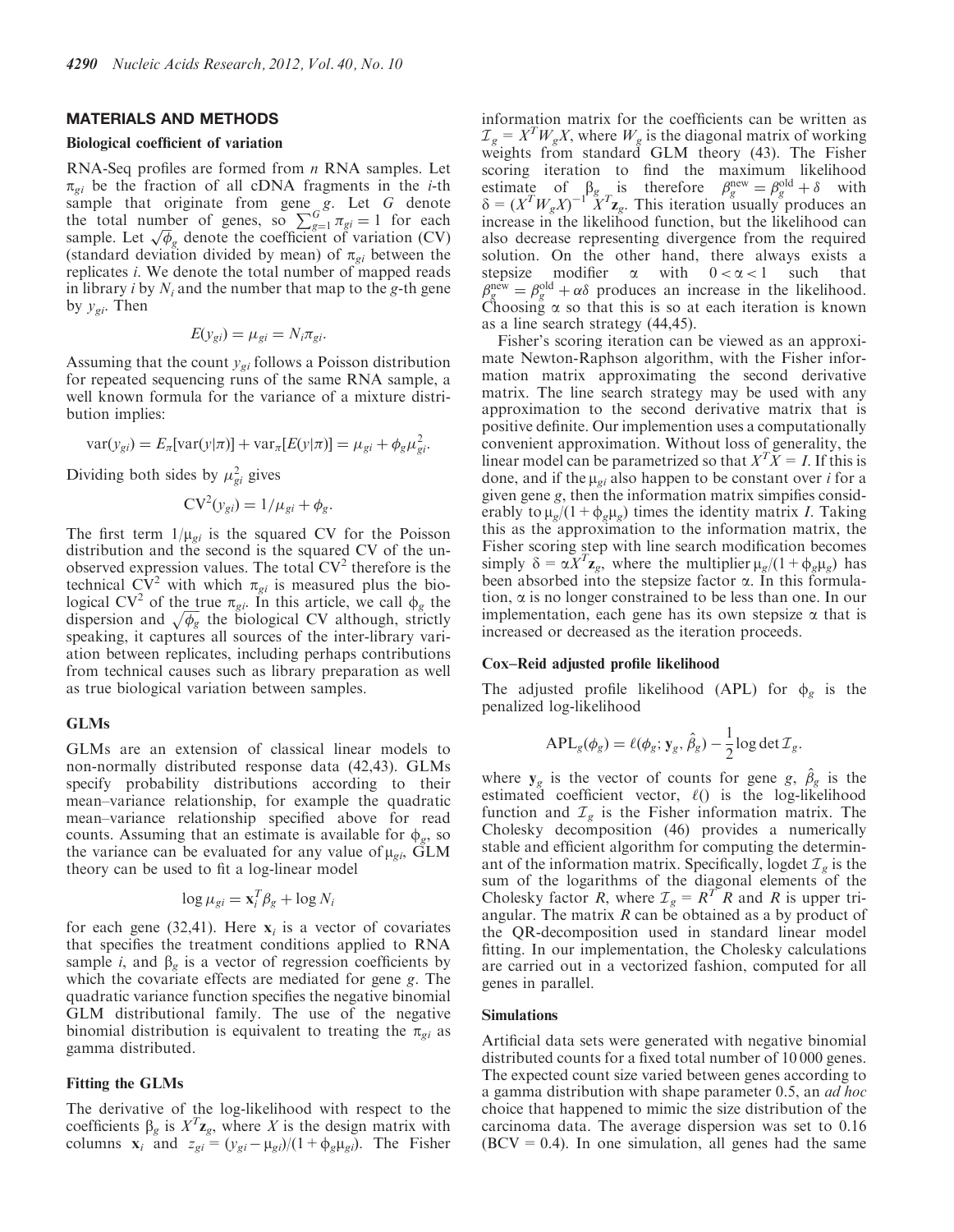## MATERIALS AND METHODS

### Biological coefficient of variation

RNA-Seq profiles are formed from $n$ RNA samples. Let $\pi_{gi}$ be the fraction of all cDNA fragments in the $i$-th sample that originate from gene $g$. Let $G$ denote the total number of genes, so $\sum_{g=1}^{G} \pi_{gi} = 1$ for each sample. Let $\sqrt{\phi_g}$ denote the coefficient of variation (CV) (standard deviation divided by mean) of $\pi_{gi}$ between the replicates $i$. We denote the total number of mapped reads in library $i$ by $N_i$ and the number that map to the $g$-th gene by $y_{gi}$. Then

$$E(y_{gi}) = \mu_{gi} = N_i \pi_{gi}.$$

Assuming that the count $y_{gi}$ follows a Poisson distribution for repeated sequencing runs of the same RNA sample, a well known formula for the variance of a mixture distribution implies:

$$\text{var}(y_{gi}) = E_\pi[\text{var}(y|\pi)] + \text{var}_\pi[E(y|\pi)] = \mu_{gi} + \phi_g \mu_{gi}^2.$$

Dividing both sides by $\mu_{gi}^2$ gives

$$\text{CV}^2(y_{gi}) = 1/\mu_{gi} + \phi_g.$$

The first term $1/\mu_{gi}$ is the squared CV for the Poisson distribution and the second is the squared CV of the unobserved expression values. The total $\text{CV}^2$ therefore is the technical $\text{CV}^2$ with which $\pi_{gi}$ is measured plus the biological $\text{CV}^2$ of the true $\pi_{gi}$. In this article, we call $\phi_g$ the dispersion and $\sqrt{\phi_g}$ the biological CV although, strictly speaking, it captures all sources of the inter-library variation between replicates, including perhaps contributions from technical causes such as library preparation as well as true biological variation between samples.

### GLMs

GLMs are an extension of classical linear models to non-normally distributed response data (42,43). GLMs specify probability distributions according to their mean–variance relationship, for example the quadratic mean–variance relationship specified above for read counts. Assuming that an estimate is available for $\phi_g$, so the variance can be evaluated for any value of $\mu_{gi}$, GLM theory can be used to fit a log-linear model

$$\log \mu_{gi} = \mathbf{x}_i^T \beta_g + \log N_i$$

for each gene (32,41). Here $\mathbf{x}_i$ is a vector of covariates that specifies the treatment conditions applied to RNA sample $i$, and $\beta_g$ is a vector of regression coefficients by which the covariate effects are mediated for gene $g$. The quadratic variance function specifies the negative binomial GLM distributional family. The use of the negative binomial distribution is equivalent to treating the $\pi_{gi}$ as gamma distributed.

### Fitting the GLMs

The derivative of the log-likelihood with respect to the coefficients $\beta_g$ is $X^T \mathbf{z}_g$, where $X$ is the design matrix with columns $\mathbf{x}_i$ and $z_{gi} = (y_{gi} - \mu_{gi})/(1 + \phi_g \mu_{gi})$. The Fisher information matrix for the coefficients can be written as $\mathcal{I}_g = X^T W_g X$, where $W_g$ is the diagonal matrix of working weights from standard GLM theory (43). The Fisher scoring iteration to find the maximum likelihood estimate of $\beta_g$ is therefore $\beta_g^{\text{new}} = \beta_g^{\text{old}} + \delta$ with $\delta = (X^T W_g X)^{-1} X^T \mathbf{z}_g$. This iteration usually produces an increase in the likelihood function, but the likelihood can also decrease representing divergence from the required solution. On the other hand, there always exists a stepsize modifier $\alpha$ with $0 < \alpha < 1$ such that $\beta_g^{\text{new}} = \beta_g^{\text{old}} + \alpha\delta$ produces an increase in the likelihood. Choosing $\alpha$ so that this is so at each iteration is known as a line search strategy (44,45).

Fisher's scoring iteration can be viewed as an approximate Newton-Raphson algorithm, with the Fisher information matrix approximating the second derivative matrix. The line search strategy may be used with any approximation to the second derivative matrix that is positive definite. Our implemention uses a computationally convenient approximation. Without loss of generality, the linear model can be parametrized so that $X^T X = I$. If this is done, and if the $\mu_{gi}$ also happen to be constant over $i$ for a given gene $g$, then the information matrix simpifies considerably to $\mu_g/(1 + \phi_g \mu_g)$ times the identity matrix $I$. Taking this as the approximation to the information matrix, the Fisher scoring step with line search modification becomes simply $\delta = \alpha X^T \mathbf{z}_g$, where the multiplier $\mu_g/(1 + \phi_g \mu_g)$ has been absorbed into the stepsize factor $\alpha$. In this formulation, $\alpha$ is no longer constrained to be less than one. In our implementation, each gene has its own stepsize $\alpha$ that is increased or decreased as the iteration proceeds.

### Cox–Reid adjusted profile likelihood

The adjusted profile likelihood (APL) for $\phi_g$ is the penalized log-likelihood

$$\text{APL}_g(\phi_g) = \ell(\phi_g; \mathbf{y}_g, \hat{\beta}_g) - \frac{1}{2} \log \det \mathcal{I}_g.$$

where $\mathbf{y}_g$ is the vector of counts for gene $g$, $\hat{\beta}_g$ is the estimated coefficient vector, $\ell()$ is the log-likelihood function and $\mathcal{I}_g$ is the Fisher information matrix. The Cholesky decomposition (46) provides a numerically stable and efficient algorithm for computing the determinant of the information matrix. Specifically, logdet $\mathcal{I}_g$ is the sum of the logarithms of the diagonal elements of the Cholesky factor $R$, where $\mathcal{I}_g = R^T R$ and $R$ is upper triangular. The matrix $R$ can be obtained as a by product of the QR-decomposition used in standard linear model fitting. In our implementation, the Cholesky calculations are carried out in a vectorized fashion, computed for all genes in parallel.

### Simulations

Artificial data sets were generated with negative binomial distributed counts for a fixed total number of 10 000 genes. The expected count size varied between genes according to a gamma distribution with shape parameter 0.5, an *ad hoc* choice that happened to mimic the size distribution of the carcinoma data. The average dispersion was set to 0.16 (BCV = 0.4). In one simulation, all genes had the same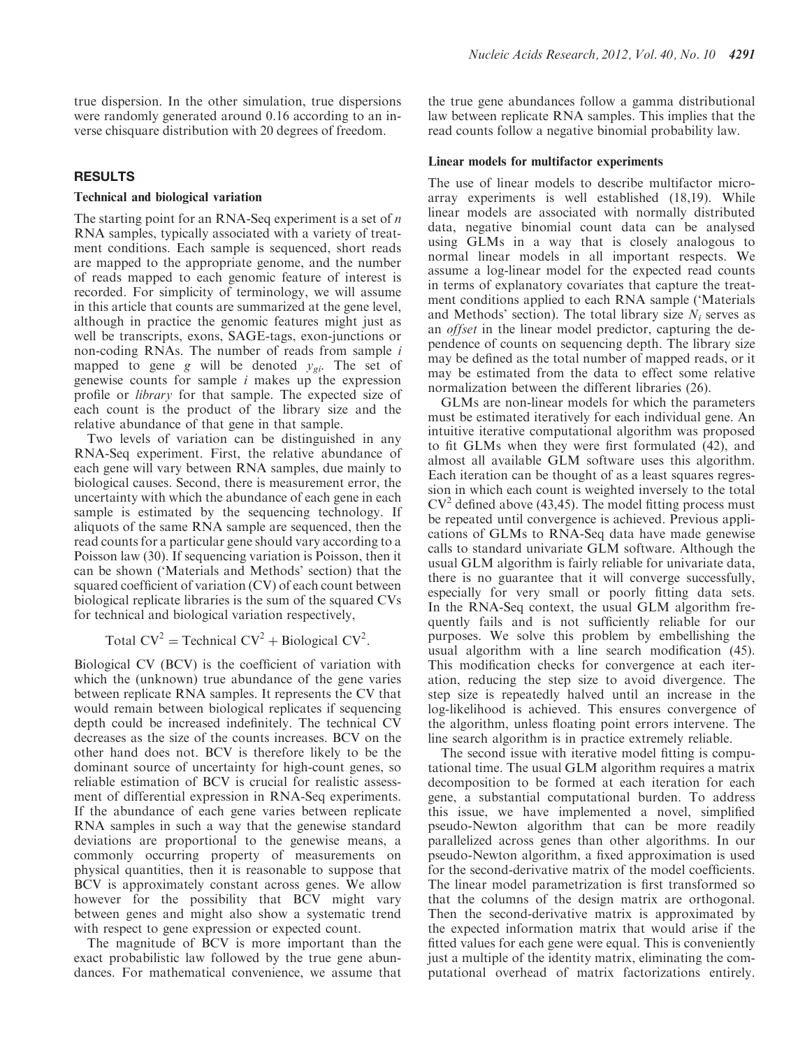true dispersion. In the other simulation, true dispersions were randomly generated around 0.16 according to an inverse chisquare distribution with 20 degrees of freedom.

## RESULTS

### Technical and biological variation

The starting point for an RNA-Seq experiment is a set of $n$ RNA samples, typically associated with a variety of treatment conditions. Each sample is sequenced, short reads are mapped to the appropriate genome, and the number of reads mapped to each genomic feature of interest is recorded. For simplicity of terminology, we will assume in this article that counts are summarized at the gene level, although in practice the genomic features might just as well be transcripts, exons, SAGE-tags, exon-junctions or non-coding RNAs. The number of reads from sample $i$ mapped to gene $g$ will be denoted $y_{gi}$. The set of genewise counts for sample $i$ makes up the expression profile or *library* for that sample. The expected size of each count is the product of the library size and the relative abundance of that gene in that sample.

Two levels of variation can be distinguished in any RNA-Seq experiment. First, the relative abundance of each gene will vary between RNA samples, due mainly to biological causes. Second, there is measurement error, the uncertainty with which the abundance of each gene in each sample is estimated by the sequencing technology. If aliquots of the same RNA sample are sequenced, then the read counts for a particular gene should vary according to a Poisson law (30). If sequencing variation is Poisson, then it can be shown ('Materials and Methods' section) that the squared coefficient of variation (CV) of each count between biological replicate libraries is the sum of the squared CVs for technical and biological variation respectively,

$$\text{Total CV}^2 = \text{Technical CV}^2 + \text{Biological CV}^2.$$

Biological CV (BCV) is the coefficient of variation with which the (unknown) true abundance of the gene varies between replicate RNA samples. It represents the CV that would remain between biological replicates if sequencing depth could be increased indefinitely. The technical CV decreases as the size of the counts increases. BCV on the other hand does not. BCV is therefore likely to be the dominant source of uncertainty for high-count genes, so reliable estimation of BCV is crucial for realistic assessment of differential expression in RNA-Seq experiments. If the abundance of each gene varies between replicate RNA samples in such a way that the genewise standard deviations are proportional to the genewise means, a commonly occurring property of measurements on physical quantities, then it is reasonable to suppose that BCV is approximately constant across genes. We allow however for the possibility that BCV might vary between genes and might also show a systematic trend with respect to gene expression or expected count.

The magnitude of BCV is more important than the exact probabilistic law followed by the true gene abundances. For mathematical convenience, we assume that the true gene abundances follow a gamma distributional law between replicate RNA samples. This implies that the read counts follow a negative binomial probability law.

### Linear models for multifactor experiments

The use of linear models to describe multifactor microarray experiments is well established (18,19). While linear models are associated with normally distributed data, negative binomial count data can be analysed using GLMs in a way that is closely analogous to normal linear models in all important respects. We assume a log-linear model for the expected read counts in terms of explanatory covariates that capture the treatment conditions applied to each RNA sample ('Materials and Methods' section). The total library size $N_i$ serves as an *offset* in the linear model predictor, capturing the dependence of counts on sequencing depth. The library size may be defined as the total number of mapped reads, or it may be estimated from the data to effect some relative normalization between the different libraries (26).

GLMs are non-linear models for which the parameters must be estimated iteratively for each individual gene. An intuitive iterative computational algorithm was proposed to fit GLMs when they were first formulated (42), and almost all available GLM software uses this algorithm. Each iteration can be thought of as a least squares regression in which each count is weighted inversely to the total $\text{CV}^2$ defined above (43,45). The model fitting process must be repeated until convergence is achieved. Previous applications of GLMs to RNA-Seq data have made genewise calls to standard univariate GLM software. Although the usual GLM algorithm is fairly reliable for univariate data, there is no guarantee that it will converge successfully, especially for very small or poorly fitting data sets. In the RNA-Seq context, the usual GLM algorithm frequently fails and is not sufficiently reliable for our purposes. We solve this problem by embellishing the usual algorithm with a line search modification (45). This modification checks for convergence at each iteration, reducing the step size to avoid divergence. The step size is repeatedly halved until an increase in the log-likelihood is achieved. This ensures convergence of the algorithm, unless floating point errors intervene. The line search algorithm is in practice extremely reliable.

The second issue with iterative model fitting is computational time. The usual GLM algorithm requires a matrix decomposition to be formed at each iteration for each gene, a substantial computational burden. To address this issue, we have implemented a novel, simplified pseudo-Newton algorithm that can be more readily parallelized across genes than other algorithms. In our pseudo-Newton algorithm, a fixed approximation is used for the second-derivative matrix of the model coefficients. The linear model parametrization is first transformed so that the columns of the design matrix are orthogonal. Then the second-derivative matrix is approximated by the expected information matrix that would arise if the fitted values for each gene were equal. This is conveniently just a multiple of the identity matrix, eliminating the computational overhead of matrix factorizations entirely.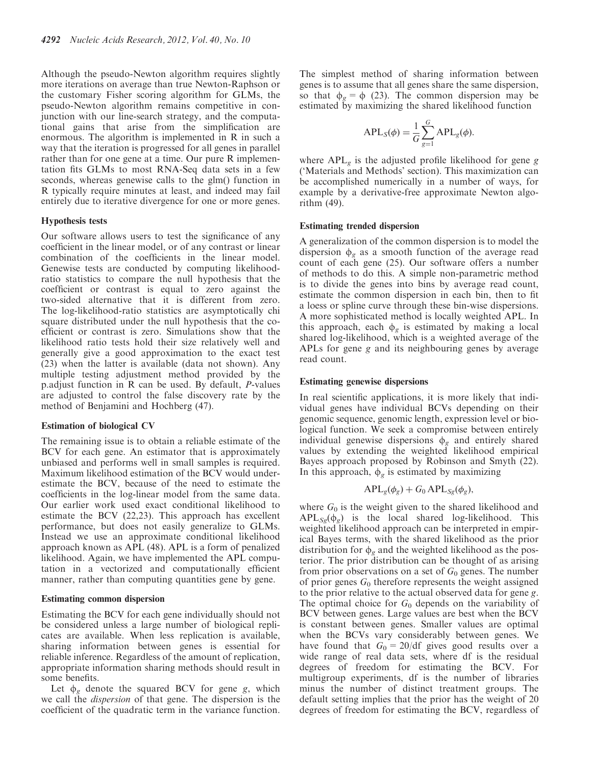Although the pseudo-Newton algorithm requires slightly more iterations on average than true Newton-Raphson or the customary Fisher scoring algorithm for GLMs, the pseudo-Newton algorithm remains competitive in conjunction with our line-search strategy, and the computational gains that arise from the simplification are enormous. The algorithm is implemented in R in such a way that the iteration is progressed for all genes in parallel rather than for one gene at a time. Our pure R implementation fits GLMs to most RNA-Seq data sets in a few seconds, whereas genewise calls to the glm() function in R typically require minutes at least, and indeed may fail entirely due to iterative divergence for one or more genes.

### Hypothesis tests

Our software allows users to test the significance of any coefficient in the linear model, or of any contrast or linear combination of the coefficients in the linear model. Genewise tests are conducted by computing likelihood-ratio statistics to compare the null hypothesis that the coefficient or contrast is equal to zero against the two-sided alternative that it is different from zero. The log-likelihood-ratio statistics are asymptotically chi square distributed under the null hypothesis that the coefficient or contrast is zero. Simulations show that the likelihood ratio tests hold their size relatively well and generally give a good approximation to the exact test (23) when the latter is available (data not shown). Any multiple testing adjustment method provided by the p.adjust function in R can be used. By default, *P*-values are adjusted to control the false discovery rate by the method of Benjamini and Hochberg (47).

### Estimation of biological CV

The remaining issue is to obtain a reliable estimate of the BCV for each gene. An estimator that is approximately unbiased and performs well in small samples is required. Maximum likelihood estimation of the BCV would underestimate the BCV, because of the need to estimate the coefficients in the log-linear model from the same data. Our earlier work used exact conditional likelihood to estimate the BCV (22,23). This approach has excellent performance, but does not easily generalize to GLMs. Instead we use an approximate conditional likelihood approach known as APL (48). APL is a form of penalized likelihood. Again, we have implemented the APL computation in a vectorized and computationally efficient manner, rather than computing quantities gene by gene.

### Estimating common dispersion

Estimating the BCV for each gene individually should not be considered unless a large number of biological replicates are available. When less replication is available, sharing information between genes is essential for reliable inference. Regardless of the amount of replication, appropriate information sharing methods should result in some benefits.

Let $\phi_g$ denote the squared BCV for gene $g$, which we call the *dispersion* of that gene. The dispersion is the coefficient of the quadratic term in the variance function. The simplest method of sharing information between genes is to assume that all genes share the same dispersion, so that $\phi_g = \phi$ (23). The common dispersion may be estimated by maximizing the shared likelihood function

$$\mathrm{APL}_S(\phi) = \frac{1}{G}\sum_{g=1}^{G} \mathrm{APL}_g(\phi).$$

where $\mathrm{APL}_g$ is the adjusted profile likelihood for gene $g$ ('Materials and Methods' section). This maximization can be accomplished numerically in a number of ways, for example by a derivative-free approximate Newton algorithm (49).

### Estimating trended dispersion

A generalization of the common dispersion is to model the dispersion $\phi_g$ as a smooth function of the average read count of each gene (25). Our software offers a number of methods to do this. A simple non-parametric method is to divide the genes into bins by average read count, estimate the common dispersion in each bin, then to fit a loess or spline curve through these bin-wise dispersions. A more sophisticated method is locally weighted APL. In this approach, each $\phi_g$ is estimated by making a local shared log-likelihood, which is a weighted average of the APLs for gene $g$ and its neighbouring genes by average read count.

### Estimating genewise dispersions

In real scientific applications, it is more likely that individual genes have individual BCVs depending on their genomic sequence, genomic length, expression level or biological function. We seek a compromise between entirely individual genewise dispersions $\phi_g$ and entirely shared values by extending the weighted likelihood empirical Bayes approach proposed by Robinson and Smyth (22). In this approach, $\phi_g$ is estimated by maximizing

$$\mathrm{APL}_g(\phi_g) + G_0\,\mathrm{APL}_{Sg}(\phi_g),$$

where $G_0$ is the weight given to the shared likelihood and $\mathrm{APL}_{Sg}(\phi_g)$ is the local shared log-likelihood. This weighted likelihood approach can be interpreted in empirical Bayes terms, with the shared likelihood as the prior distribution for $\phi_g$ and the weighted likelihood as the posterior. The prior distribution can be thought of as arising from prior observations on a set of $G_0$ genes. The number of prior genes $G_0$ therefore represents the weight assigned to the prior relative to the actual observed data for gene $g$. The optimal choice for $G_0$ depends on the variability of BCV between genes. Large values are best when the BCV is constant between genes. Smaller values are optimal when the BCVs vary considerably between genes. We have found that $G_0 = 20/\mathrm{df}$ gives good results over a wide range of real data sets, where df is the residual degrees of freedom for estimating the BCV. For multigroup experiments, df is the number of libraries minus the number of distinct treatment groups. The default setting implies that the prior has the weight of 20 degrees of freedom for estimating the BCV, regardless of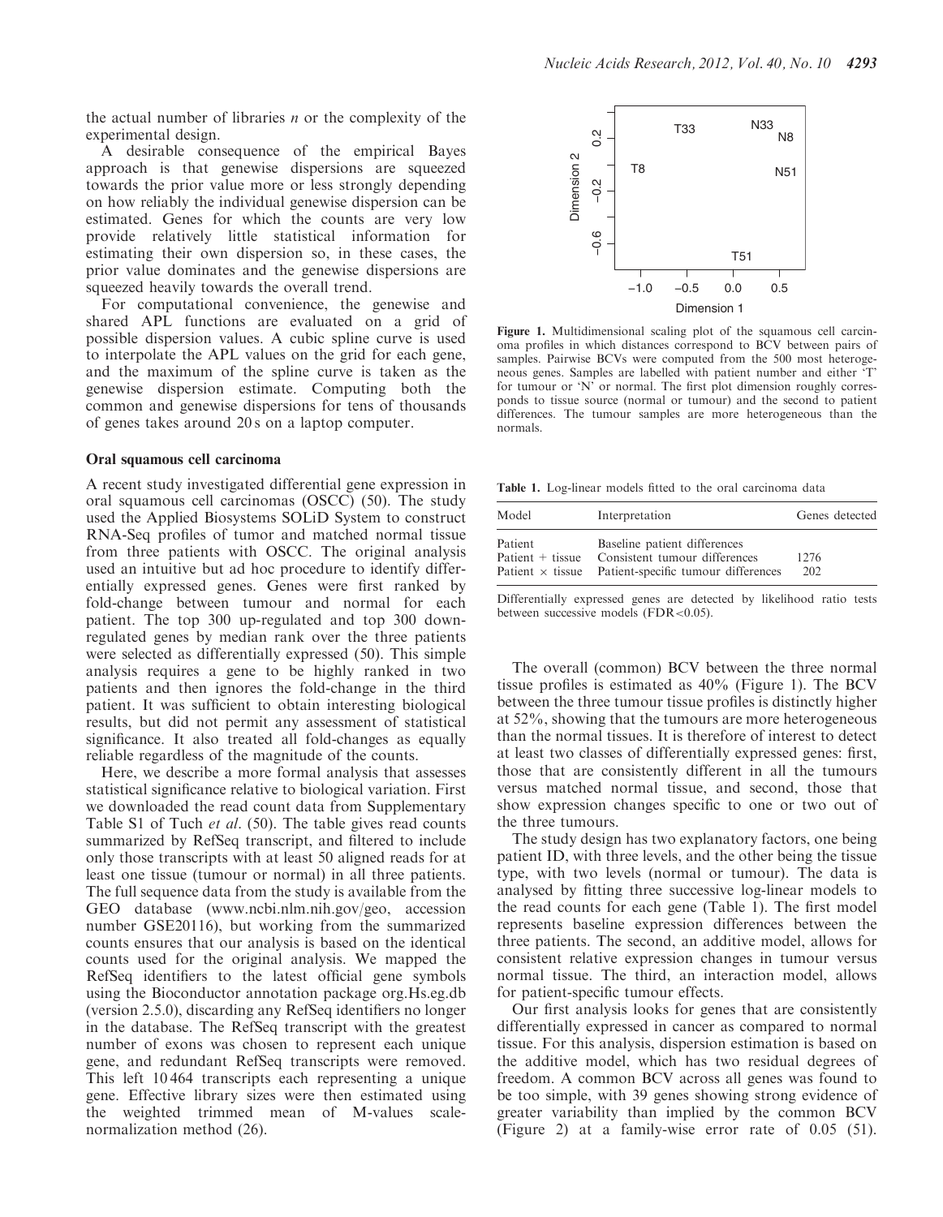the actual number of libraries $n$ or the complexity of the experimental design.

A desirable consequence of the empirical Bayes approach is that genewise dispersions are squeezed towards the prior value more or less strongly depending on how reliably the individual genewise dispersion can be estimated. Genes for which the counts are very low provide relatively little statistical information for estimating their own dispersion so, in these cases, the prior value dominates and the genewise dispersions are squeezed heavily towards the overall trend.

For computational convenience, the genewise and shared APL functions are evaluated on a grid of possible dispersion values. A cubic spline curve is used to interpolate the APL values on the grid for each gene, and the maximum of the spline curve is taken as the genewise dispersion estimate. Computing both the common and genewise dispersions for tens of thousands of genes takes around 20 s on a laptop computer.

### Oral squamous cell carcinoma

A recent study investigated differential gene expression in oral squamous cell carcinomas (OSCC) (50). The study used the Applied Biosystems SOLiD System to construct RNA-Seq profiles of tumor and matched normal tissue from three patients with OSCC. The original analysis used an intuitive but ad hoc procedure to identify differentially expressed genes. Genes were first ranked by fold-change between tumour and normal for each patient. The top 300 up-regulated and top 300 down-regulated genes by median rank over the three patients were selected as differentially expressed (50). This simple analysis requires a gene to be highly ranked in two patients and then ignores the fold-change in the third patient. It was sufficient to obtain interesting biological results, but did not permit any assessment of statistical significance. It also treated all fold-changes as equally reliable regardless of the magnitude of the counts.

Here, we describe a more formal analysis that assesses statistical significance relative to biological variation. First we downloaded the read count data from Supplementary Table S1 of Tuch *et al.* (50). The table gives read counts summarized by RefSeq transcript, and filtered to include only those transcripts with at least 50 aligned reads for at least one tissue (tumour or normal) in all three patients. The full sequence data from the study is available from the GEO database (www.ncbi.nlm.nih.gov/geo, accession number GSE20116), but working from the summarized counts ensures that our analysis is based on the identical counts used for the original analysis. We mapped the RefSeq identifiers to the latest official gene symbols using the Bioconductor annotation package org.Hs.eg.db (version 2.5.0), discarding any RefSeq identifiers no longer in the database. The RefSeq transcript with the greatest number of exons was chosen to represent each unique gene, and redundant RefSeq transcripts were removed. This left 10 464 transcripts each representing a unique gene. Effective library sizes were then estimated using the weighted trimmed mean of M-values scale-normalization method (26).

**Figure 1.** Multidimensional scaling plot of the squamous cell carcinoma profiles in which distances correspond to BCV between pairs of samples. Pairwise BCVs were computed from the 500 most heterogeneous genes. Samples are labelled with patient number and either 'T' for tumour or 'N' or normal. The first plot dimension roughly corresponds to tissue source (normal or tumour) and the second to patient differences. The tumour samples are more heterogeneous than the normals.

**Table 1.** Log-linear models fitted to the oral carcinoma data

| Model | Interpretation | Genes detected |
|---|---|---|
| Patient | Baseline patient differences | |
| Patient + tissue | Consistent tumour differences | 1276 |
| Patient × tissue | Patient-specific tumour differences | 202 |

Differentially expressed genes are detected by likelihood ratio tests between successive models (FDR < 0.05).

The overall (common) BCV between the three normal tissue profiles is estimated as 40% (Figure 1). The BCV between the three tumour tissue profiles is distinctly higher at 52%, showing that the tumours are more heterogeneous than the normal tissues. It is therefore of interest to detect at least two classes of differentially expressed genes: first, those that are consistently different in all the tumours versus matched normal tissue, and second, those that show expression changes specific to one or two out of the three tumours.

The study design has two explanatory factors, one being patient ID, with three levels, and the other being the tissue type, with two levels (normal or tumour). The data is analysed by fitting three successive log-linear models to the read counts for each gene (Table 1). The first model represents baseline expression differences between the three patients. The second, an additive model, allows for consistent relative expression changes in tumour versus normal tissue. The third, an interaction model, allows for patient-specific tumour effects.

Our first analysis looks for genes that are consistently differentially expressed in cancer as compared to normal tissue. For this analysis, dispersion estimation is based on the additive model, which has two residual degrees of freedom. A common BCV across all genes was found to be too simple, with 39 genes showing strong evidence of greater variability than implied by the common BCV (Figure 2) at a family-wise error rate of 0.05 (51).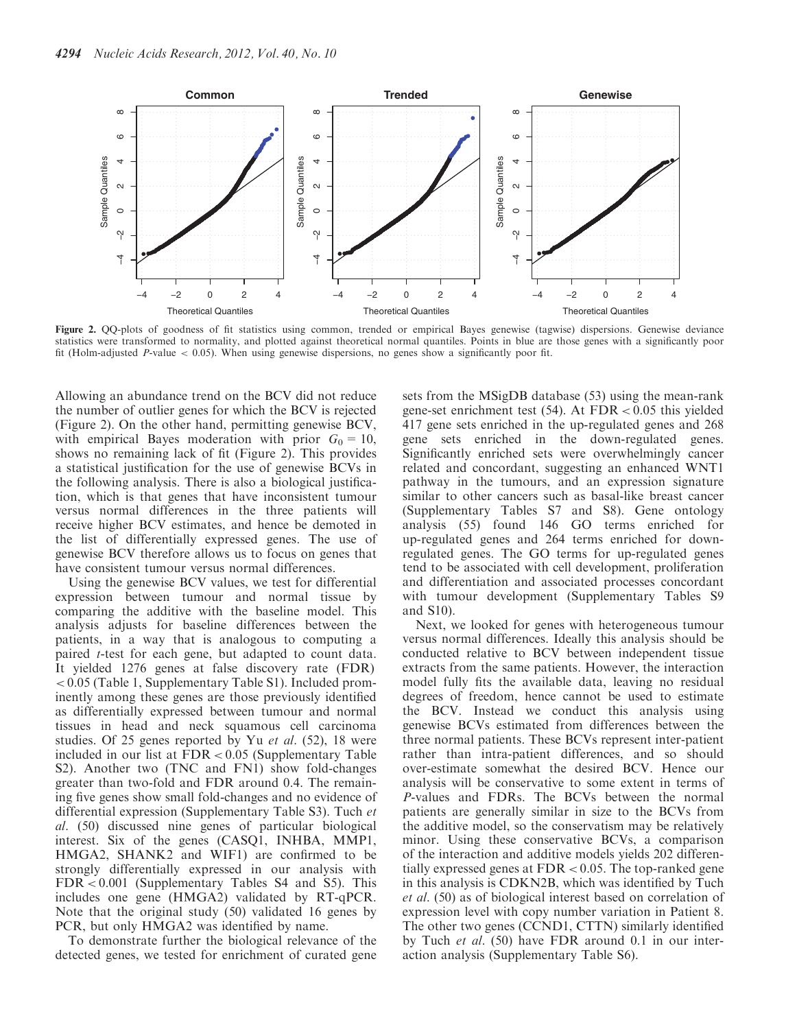Figure 2. QQ-plots of goodness of fit statistics using common, trended or empirical Bayes genewise (tagwise) dispersions. Genewise deviance statistics were transformed to normality, and plotted against theoretical normal quantiles. Points in blue are those genes with a significantly poor fit (Holm-adjusted $P$-value $< 0.05$). When using genewise dispersions, no genes show a significantly poor fit.

Allowing an abundance trend on the BCV did not reduce the number of outlier genes for which the BCV is rejected (Figure 2). On the other hand, permitting genewise BCV, with empirical Bayes moderation with prior $G_0 = 10$, shows no remaining lack of fit (Figure 2). This provides a statistical justification for the use of genewise BCVs in the following analysis. There is also a biological justification, which is that genes that have inconsistent tumour versus normal differences in the three patients will receive higher BCV estimates, and hence be demoted in the list of differentially expressed genes. The use of genewise BCV therefore allows us to focus on genes that have consistent tumour versus normal differences.

Using the genewise BCV values, we test for differential expression between tumour and normal tissue by comparing the additive with the baseline model. This analysis adjusts for baseline differences between the patients, in a way that is analogous to computing a paired $t$-test for each gene, but adapted to count data. It yielded 1276 genes at false discovery rate (FDR) $< 0.05$ (Table 1, Supplementary Table S1). Included prominently among these genes are those previously identified as differentially expressed between tumour and normal tissues in head and neck squamous cell carcinoma studies. Of 25 genes reported by Yu *et al.* (52), 18 were included in our list at FDR $< 0.05$ (Supplementary Table S2). Another two (TNC and FN1) show fold-changes greater than two-fold and FDR around 0.4. The remaining five genes show small fold-changes and no evidence of differential expression (Supplementary Table S3). Tuch *et al.* (50) discussed nine genes of particular biological interest. Six of the genes (CASQ1, INHBA, MMP1, HMGA2, SHANK2 and WIF1) are confirmed to be strongly differentially expressed in our analysis with FDR $< 0.001$ (Supplementary Tables S4 and S5). This includes one gene (HMGA2) validated by RT-qPCR. Note that the original study (50) validated 16 genes by PCR, but only HMGA2 was identified by name.

To demonstrate further the biological relevance of the detected genes, we tested for enrichment of curated gene sets from the MSigDB database (53) using the mean-rank gene-set enrichment test (54). At FDR $< 0.05$ this yielded 417 gene sets enriched in the up-regulated genes and 268 gene sets enriched in the down-regulated genes. Significantly enriched sets were overwhelmingly cancer related and concordant, suggesting an enhanced WNT1 pathway in the tumours, and an expression signature similar to other cancers such as basal-like breast cancer (Supplementary Tables S7 and S8). Gene ontology analysis (55) found 146 GO terms enriched for up-regulated genes and 264 terms enriched for down-regulated genes. The GO terms for up-regulated genes tend to be associated with cell development, proliferation and differentiation and associated processes concordant with tumour development (Supplementary Tables S9 and S10).

Next, we looked for genes with heterogeneous tumour versus normal differences. Ideally this analysis should be conducted relative to BCV between independent tissue extracts from the same patients. However, the interaction model fully fits the available data, leaving no residual degrees of freedom, hence cannot be used to estimate the BCV. Instead we conduct this analysis using genewise BCVs estimated from differences between the three normal patients. These BCVs represent inter-patient rather than intra-patient differences, and so should over-estimate somewhat the desired BCV. Hence our analysis will be conservative to some extent in terms of $P$-values and FDRs. The BCVs between the normal patients are generally similar in size to the BCVs from the additive model, so the conservatism may be relatively minor. Using these conservative BCVs, a comparison of the interaction and additive models yields 202 differentially expressed genes at FDR $< 0.05$. The top-ranked gene in this analysis is CDKN2B, which was identified by Tuch *et al.* (50) as of biological interest based on correlation of expression level with copy number variation in Patient 8. The other two genes (CCND1, CTTN) similarly identified by Tuch *et al.* (50) have FDR around 0.1 in our interaction analysis (Supplementary Table S6).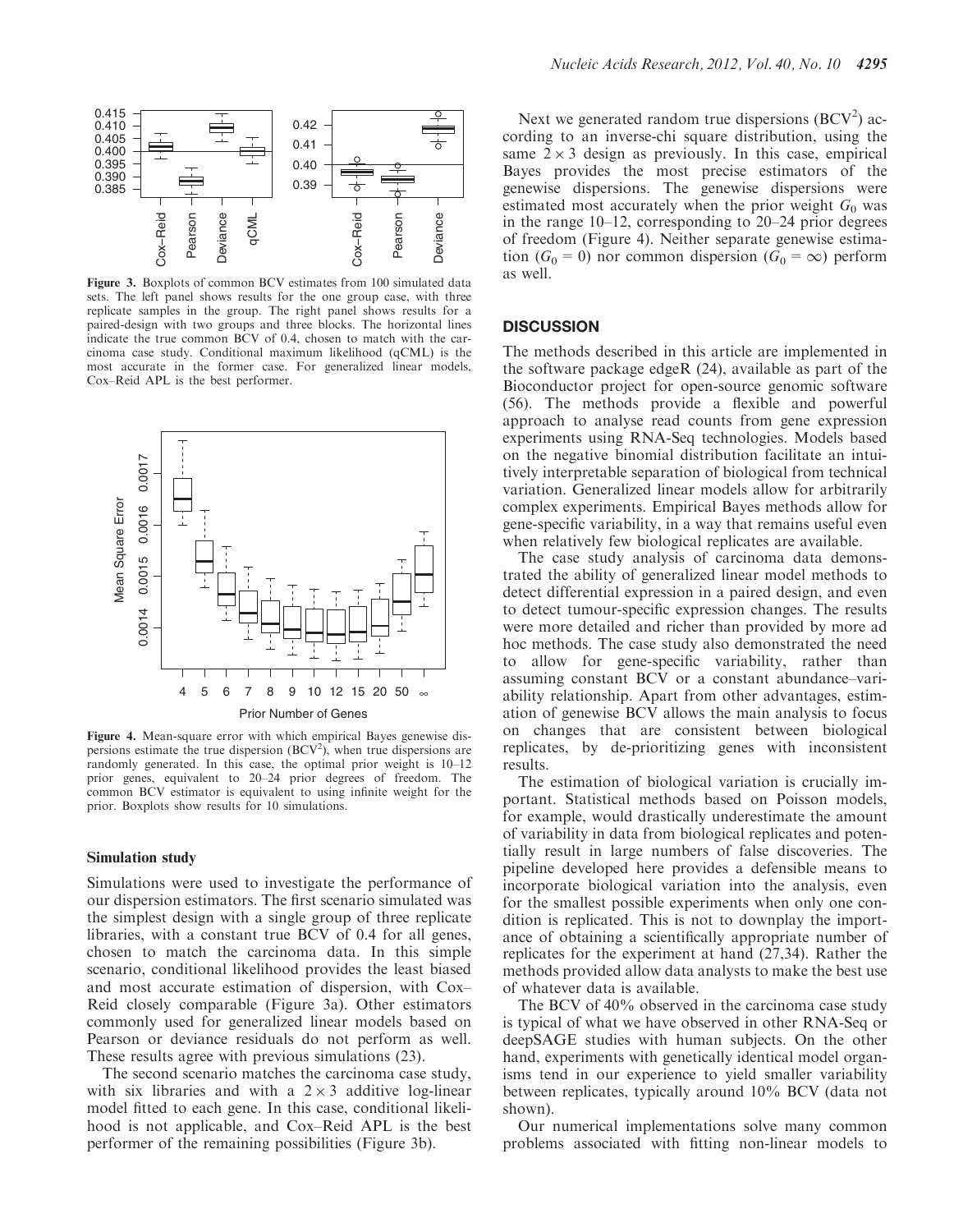0.415
0.410
0.405
0.400
0.395
0.390
0.385

Cox–Reid
Pearson
Deviance
qCML

0.42
0.41
0.40
0.39

Cox–Reid
Pearson
Deviance

**Figure 3.** Boxplots of common BCV estimates from 100 simulated data sets. The left panel shows results for the one group case, with three replicate samples in the group. The right panel shows results for a paired-design with two groups and three blocks. The horizontal lines indicate the true common BCV of 0.4, chosen to match with the carcinoma case study. Conditional maximum likelihood (qCML) is the most accurate in the former case. For generalized linear models, Cox–Reid APL is the best performer.

Mean Square Error

0.0014
0.0015
0.0016
0.0017

4 5 6 7 8 9 10 12 15 20 50 ∞

Prior Number of Genes

**Figure 4.** Mean-square error with which empirical Bayes genewise dispersions estimate the true dispersion ($BCV^2$), when true dispersions are randomly generated. In this case, the optimal prior weight is 10–12 prior genes, equivalent to 20–24 prior degrees of freedom. The common BCV estimator is equivalent to using infinite weight for the prior. Boxplots show results for 10 simulations.

### Simulation study

Simulations were used to investigate the performance of our dispersion estimators. The first scenario simulated was the simplest design with a single group of three replicate libraries, with a constant true BCV of 0.4 for all genes, chosen to match the carcinoma data. In this simple scenario, conditional likelihood provides the least biased and most accurate estimation of dispersion, with Cox–Reid closely comparable (Figure 3a). Other estimators commonly used for generalized linear models based on Pearson or deviance residuals do not perform as well. These results agree with previous simulations (23).

The second scenario matches the carcinoma case study, with six libraries and with a $2 \times 3$ additive log-linear model fitted to each gene. In this case, conditional likelihood is not applicable, and Cox–Reid APL is the best performer of the remaining possibilities (Figure 3b).

Next we generated random true dispersions ($BCV^2$) according to an inverse-chi square distribution, using the same $2 \times 3$ design as previously. In this case, empirical Bayes provides the most precise estimators of the genewise dispersions. The genewise dispersions were estimated most accurately when the prior weight $G_0$ was in the range 10–12, corresponding to 20–24 prior degrees of freedom (Figure 4). Neither separate genewise estimation ($G_0 = 0$) nor common dispersion ($G_0 = \infty$) perform as well.

## DISCUSSION

The methods described in this article are implemented in the software package edgeR (24), available as part of the Bioconductor project for open-source genomic software (56). The methods provide a flexible and powerful approach to analyse read counts from gene expression experiments using RNA-Seq technologies. Models based on the negative binomial distribution facilitate an intuitively interpretable separation of biological from technical variation. Generalized linear models allow for arbitrarily complex experiments. Empirical Bayes methods allow for gene-specific variability, in a way that remains useful even when relatively few biological replicates are available.

The case study analysis of carcinoma data demonstrated the ability of generalized linear model methods to detect differential expression in a paired design, and even to detect tumour-specific expression changes. The results were more detailed and richer than provided by more ad hoc methods. The case study also demonstrated the need to allow for gene-specific variability, rather than assuming constant BCV or a constant abundance–variability relationship. Apart from other advantages, estimation of genewise BCV allows the main analysis to focus on changes that are consistent between biological replicates, by de-prioritizing genes with inconsistent results.

The estimation of biological variation is crucially important. Statistical methods based on Poisson models, for example, would drastically underestimate the amount of variability in data from biological replicates and potentially result in large numbers of false discoveries. The pipeline developed here provides a defensible means to incorporate biological variation into the analysis, even for the smallest possible experiments when only one condition is replicated. This is not to downplay the importance of obtaining a scientifically appropriate number of replicates for the experiment at hand (27,34). Rather the methods provided allow data analysts to make the best use of whatever data is available.

The BCV of 40% observed in the carcinoma case study is typical of what we have observed in other RNA-Seq or deepSAGE studies with human subjects. On the other hand, experiments with genetically identical model organisms tend in our experience to yield smaller variability between replicates, typically around 10% BCV (data not shown).

Our numerical implementations solve many common problems associated with fitting non-linear models to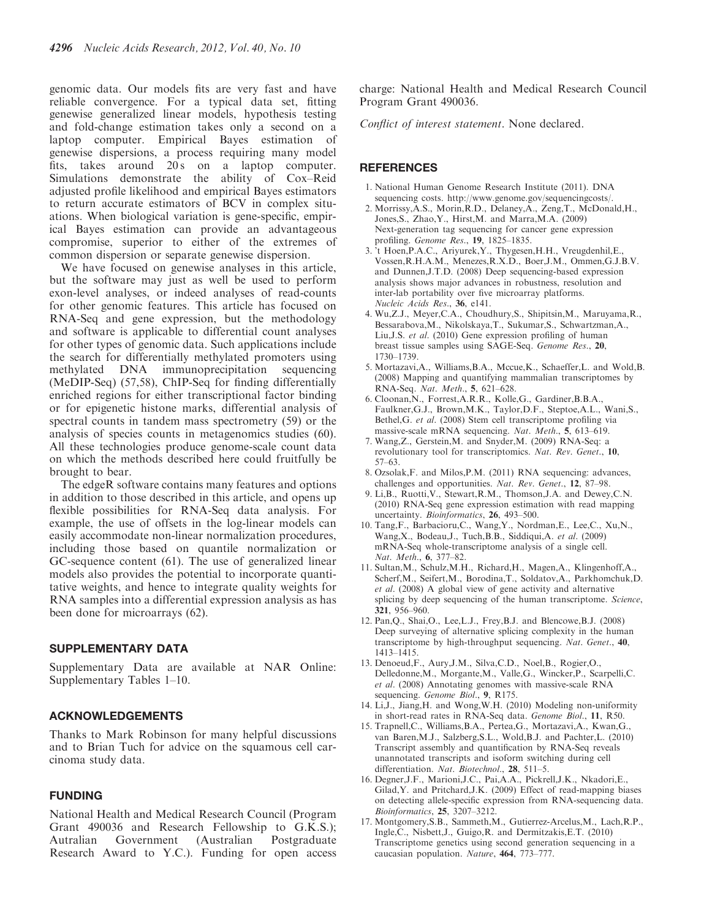genomic data. Our models fits are very fast and have reliable convergence. For a typical data set, fitting genewise generalized linear models, hypothesis testing and fold-change estimation takes only a second on a laptop computer. Empirical Bayes estimation of genewise dispersions, a process requiring many model fits, takes around 20 s on a laptop computer. Simulations demonstrate the ability of Cox–Reid adjusted profile likelihood and empirical Bayes estimators to return accurate estimators of BCV in complex situations. When biological variation is gene-specific, empirical Bayes estimation can provide an advantageous compromise, superior to either of the extremes of common dispersion or separate genewise dispersion.

We have focused on genewise analyses in this article, but the software may just as well be used to perform exon-level analyses, or indeed analyses of read-counts for other genomic features. This article has focused on RNA-Seq and gene expression, but the methodology and software is applicable to differential count analyses for other types of genomic data. Such applications include the search for differentially methylated promoters using methylated DNA immunoprecipitation sequencing (MeDIP-Seq) (57,58), ChIP-Seq for finding differentially enriched regions for either transcriptional factor binding or for epigenetic histone marks, differential analysis of spectral counts in tandem mass spectrometry (59) or the analysis of species counts in metagenomics studies (60). All these technologies produce genome-scale count data on which the methods described here could fruitfully be brought to bear.

The edgeR software contains many features and options in addition to those described in this article, and opens up flexible possibilities for RNA-Seq data analysis. For example, the use of offsets in the log-linear models can easily accommodate non-linear normalization procedures, including those based on quantile normalization or GC-sequence content (61). The use of generalized linear models also provides the potential to incorporate quantitative weights, and hence to integrate quality weights for RNA samples into a differential expression analysis as has been done for microarrays (62).

## SUPPLEMENTARY DATA

Supplementary Data are available at NAR Online: Supplementary Tables 1–10.

## ACKNOWLEDGEMENTS

Thanks to Mark Robinson for many helpful discussions and to Brian Tuch for advice on the squamous cell carcinoma study data.

## FUNDING

National Health and Medical Research Council (Program Grant 490036 and Research Fellowship to G.K.S.); Australian Government (Australian Postgraduate Research Award to Y.C.). Funding for open access charge: National Health and Medical Research Council Program Grant 490036.

*Conflict of interest statement*. None declared.

## REFERENCES

1. National Human Genome Research Institute (2011). DNA sequencing costs. http://www.genome.gov/sequencingcosts/.
2. Morrissy,A.S., Morin,R.D., Delaney,A., Zeng,T., McDonald,H., Jones,S., Zhao,Y., Hirst,M. and Marra,M.A. (2009) Next-generation tag sequencing for cancer gene expression profiling. *Genome Res.*, **19**, 1825–1835.
3. 't Hoen,P.A.C., Ariyurek,Y., Thygesen,H.H., Vreugdenhil,E., Vossen,R.H.A.M., Menezes,R.X.D., Boer,J.M., Ommen,G.J.B.V. and Dunnen,J.T.D. (2008) Deep sequencing-based expression analysis shows major advances in robustness, resolution and inter-lab portability over five microarray platforms. *Nucleic Acids Res.*, **36**, e141.
4. Wu,Z.J., Meyer,C.A., Choudhury,S., Shipitsin,M., Maruyama,R., Bessarabova,M., Nikolskaya,T., Sukumar,S., Schwartzman,A., Liu,J.S. *et al.* (2010) Gene expression profiling of human breast tissue samples using SAGE-Seq. *Genome Res.*, **20**, 1730–1739.
5. Mortazavi,A., Williams,B.A., Mccue,K., Schaeffer,L. and Wold,B. (2008) Mapping and quantifying mammalian transcriptomes by RNA-Seq. *Nat. Meth.*, **5**, 621–628.
6. Cloonan,N., Forrest,A.R.R., Kolle,G., Gardiner,B.B.A., Faulkner,G.J., Brown,M.K., Taylor,D.F., Steptoe,A.L., Wani,S., Bethel,G. *et al.* (2008) Stem cell transcriptome profiling via massive-scale mRNA sequencing. *Nat. Meth.*, **5**, 613–619.
7. Wang,Z., Gerstein,M. and Snyder,M. (2009) RNA-Seq: a revolutionary tool for transcriptomics. *Nat. Rev. Genet.*, **10**, 57–63.
8. Ozsolak,F. and Milos,P.M. (2011) RNA sequencing: advances, challenges and opportunities. *Nat. Rev. Genet.*, **12**, 87–98.
9. Li,B., Ruotti,V., Stewart,R.M., Thomson,J.A. and Dewey,C.N. (2010) RNA-Seq gene expression estimation with read mapping uncertainty. *Bioinformatics*, **26**, 493–500.
10. Tang,F., Barbacioru,C., Wang,Y., Nordman,E., Lee,C., Xu,N., Wang,X., Bodeau,J., Tuch,B.B., Siddiqui,A. *et al.* (2009) mRNA-Seq whole-transcriptome analysis of a single cell. *Nat. Meth.*, **6**, 377–82.
11. Sultan,M., Schulz,M.H., Richard,H., Magen,A., Klingenhoff,A., Scherf,M., Seifert,M., Borodina,T., Soldatov,A., Parkhomchuk,D. *et al.* (2008) A global view of gene activity and alternative splicing by deep sequencing of the human transcriptome. *Science*, **321**, 956–960.
12. Pan,Q., Shai,O., Lee,L.J., Frey,B.J. and Blencowe,B.J. (2008) Deep surveying of alternative splicing complexity in the human transcriptome by high-throughput sequencing. *Nat. Genet.*, **40**, 1413–1415.
13. Denoeud,F., Aury,J.M., Silva,C.D., Noel,B., Rogier,O., Delledonne,M., Morgante,M., Valle,G., Wincker,P., Scarpelli,C. *et al.* (2008) Annotating genomes with massive-scale RNA sequencing. *Genome Biol.*, **9**, R175.
14. Li,J., Jiang,H. and Wong,W.H. (2010) Modeling non-uniformity in short-read rates in RNA-Seq data. *Genome Biol.*, **11**, R50.
15. Trapnell,C., Williams,B.A., Pertea,G., Mortazavi,A., Kwan,G., van Baren,M.J., Salzberg,S.L., Wold,B.J. and Pachter,L. (2010) Transcript assembly and quantification by RNA-Seq reveals unannotated transcripts and isoform switching during cell differentiation. *Nat. Biotechnol.*, **28**, 511–5.
16. Degner,J.F., Marioni,J.C., Pai,A.A., Pickrell,J.K., Nkadori,E., Gilad,Y. and Pritchard,J.K. (2009) Effect of read-mapping biases on detecting allele-specific expression from RNA-sequencing data. *Bioinformatics*, **25**, 3207–3212.
17. Montgomery,S.B., Sammeth,M., Gutierrez-Arcelus,M., Lach,R.P., Ingle,C., Nisbett,J., Guigo,R. and Dermitzakis,E.T. (2010) Transcriptome genetics using second generation sequencing in a caucasian population. *Nature*, **464**, 773–777.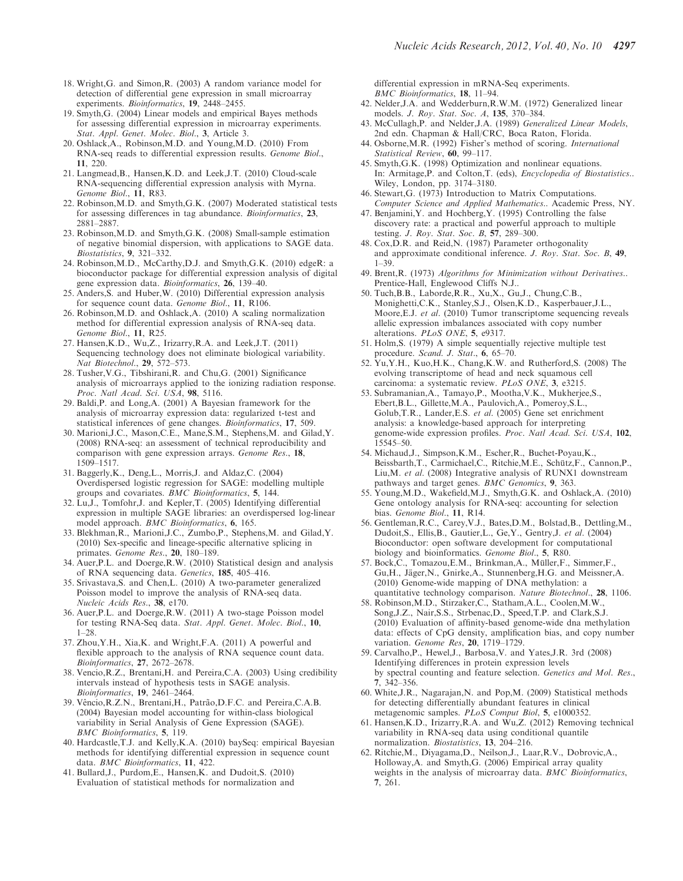18. Wright,G. and Simon,R. (2003) A random variance model for detection of differential gene expression in small microarray experiments. *Bioinformatics*, **19**, 2448–2455.
19. Smyth,G. (2004) Linear models and empirical Bayes methods for assessing differential expression in microarray experiments. *Stat. Appl. Genet. Molec. Biol.*, **3**, Article 3.
20. Oshlack,A., Robinson,M.D. and Young,M.D. (2010) From RNA-seq reads to differential expression results. *Genome Biol.*, **11**, 220.
21. Langmead,B., Hansen,K.D. and Leek,J.T. (2010) Cloud-scale RNA-sequencing differential expression analysis with Myrna. *Genome Biol.*, **11**, R83.
22. Robinson,M.D. and Smyth,G.K. (2007) Moderated statistical tests for assessing differences in tag abundance. *Bioinformatics*, **23**, 2881–2887.
23. Robinson,M.D. and Smyth,G.K. (2008) Small-sample estimation of negative binomial dispersion, with applications to SAGE data. *Biostatistics*, **9**, 321–332.
24. Robinson,M.D., McCarthy,D.J. and Smyth,G.K. (2010) edgeR: a bioconductor package for differential expression analysis of digital gene expression data. *Bioinformatics*, **26**, 139–40.
25. Anders,S. and Huber,W. (2010) Differential expression analysis for sequence count data. *Genome Biol.*, **11**, R106.
26. Robinson,M.D. and Oshlack,A. (2010) A scaling normalization method for differential expression analysis of RNA-seq data. *Genome Biol.*, **11**, R25.
27. Hansen,K.D., Wu,Z., Irizarry,R.A. and Leek,J.T. (2011) Sequencing technology does not eliminate biological variability. *Nat Biotechnol.*, **29**, 572–573.
28. Tusher,V.G., Tibshirani,R. and Chu,G. (2001) Significance analysis of microarrays applied to the ionizing radiation response. *Proc. Natl Acad. Sci. USA*, **98**, 5116.
29. Baldi,P. and Long,A. (2001) A Bayesian framework for the analysis of microarray expression data: regularized t-test and statistical inferences of gene changes. *Bioinformatics*, **17**, 509.
30. Marioni,J.C., Mason,C.E., Mane,S.M., Stephens,M. and Gilad,Y. (2008) RNA-seq: an assessment of technical reproducibility and comparison with gene expression arrays. *Genome Res.*, **18**, 1509–1517.
31. Baggerly,K., Deng,L., Morris,J. and Aldaz,C. (2004) Overdispersed logistic regression for SAGE: modelling multiple groups and covariates. *BMC Bioinformatics*, **5**, 144.
32. Lu,J., Tomfohr,J. and Kepler,T. (2005) Identifying differential expression in multiple SAGE libraries: an overdispersed log-linear model approach. *BMC Bioinformatics*, **6**, 165.
33. Blekhman,R., Marioni,J.C., Zumbo,P., Stephens,M. and Gilad,Y. (2010) Sex-specific and lineage-specific alternative splicing in primates. *Genome Res.*, **20**, 180–189.
34. Auer,P.L. and Doerge,R.W. (2010) Statistical design and analysis of RNA sequencing data. *Genetics*, **185**, 405–416.
35. Srivastava,S. and Chen,L. (2010) A two-parameter generalized Poisson model to improve the analysis of RNA-seq data. *Nucleic Acids Res.*, **38**, e170.
36. Auer,P.L. and Doerge,R.W. (2011) A two-stage Poisson model for testing RNA-Seq data. *Stat. Appl. Genet. Molec. Biol.*, **10**, 1–28.
37. Zhou,Y.H., Xia,K. and Wright,F.A. (2011) A powerful and flexible approach to the analysis of RNA sequence count data. *Bioinformatics*, **27**, 2672–2678.
38. Vencio,R.Z., Brentani,H. and Pereira,C.A. (2003) Using credibility intervals instead of hypothesis tests in SAGE analysis. *Bioinformatics*, **19**, 2461–2464.
39. Vêncio,R.Z.N., Brentani,H., Patrão,D.F.C. and Pereira,C.A.B. (2004) Bayesian model accounting for within-class biological variability in Serial Analysis of Gene Expression (SAGE). *BMC Bioinformatics*, **5**, 119.
40. Hardcastle,T.J. and Kelly,K.A. (2010) baySeq: empirical Bayesian methods for identifying differential expression in sequence count data. *BMC Bioinformatics*, **11**, 422.
41. Bullard,J., Purdom,E., Hansen,K. and Dudoit,S. (2010) Evaluation of statistical methods for normalization and differential expression in mRNA-Seq experiments. *BMC Bioinformatics*, **18**, 11–94.
42. Nelder,J.A. and Wedderburn,R.W.M. (1972) Generalized linear models. *J. Roy. Stat. Soc. A*, **135**, 370–384.
43. McCullagh,P. and Nelder,J.A. (1989) *Generalized Linear Models*, 2nd edn. Chapman & Hall/CRC, Boca Raton, Florida.
44. Osborne,M.R. (1992) Fisher's method of scoring. *International Statistical Review*, **60**, 99–117.
45. Smyth,G.K. (1998) Optimization and nonlinear equations. In: Armitage,P. and Colton,T. (eds), *Encyclopedia of Biostatistics.*. Wiley, London, pp. 3174–3180.
46. Stewart,G. (1973) Introduction to Matrix Computations. *Computer Science and Applied Mathematics.*. Academic Press, NY.
47. Benjamini,Y. and Hochberg,Y. (1995) Controlling the false discovery rate: a practical and powerful approach to multiple testing. *J. Roy. Stat. Soc. B*, **57**, 289–300.
48. Cox,D.R. and Reid,N. (1987) Parameter orthogonality and approximate conditional inference. *J. Roy. Stat. Soc. B*, **49**, 1–39.
49. Brent,R. (1973) *Algorithms for Minimization without Derivatives.*. Prentice-Hall, Englewood Cliffs N.J..
50. Tuch,B.B., Laborde,R.R., Xu,X., Gu,J., Chung,C.B., Monighetti,C.K., Stanley,S.J., Olsen,K.D., Kasperbauer,J.L., Moore,E.J. *et al.* (2010) Tumor transcriptome sequencing reveals allelic expression imbalances associated with copy number alterations. *PLoS ONE*, **5**, e9317.
51. Holm,S. (1979) A simple sequentially rejective multiple test procedure. *Scand. J. Stat.*, **6**, 65–70.
52. Yu,Y.H., Kuo,H.K., Chang,K.W. and Rutherford,S. (2008) The evolving transcriptome of head and neck squamous cell carcinoma: a systematic review. *PLoS ONE*, **3**, e3215.
53. Subramanian,A., Tamayo,P., Mootha,V.K., Mukherjee,S., Ebert,B.L., Gillette,M.A., Paulovich,A., Pomeroy,S.L., Golub,T.R., Lander,E.S. *et al.* (2005) Gene set enrichment analysis: a knowledge-based approach for interpreting genome-wide expression profiles. *Proc. Natl Acad. Sci. USA*, **102**, 15545–50.
54. Michaud,J., Simpson,K.M., Escher,R., Buchet-Poyau,K., Beissbarth,T., Carmichael,C., Ritchie,M.E., Schütz,F., Cannon,P., Liu,M. *et al.* (2008) Integrative analysis of RUNX1 downstream pathways and target genes. *BMC Genomics*, **9**, 363.
55. Young,M.D., Wakefield,M.J., Smyth,G.K. and Oshlack,A. (2010) Gene ontology analysis for RNA-seq: accounting for selection bias. *Genome Biol.*, **11**, R14.
56. Gentleman,R.C., Carey,V.J., Bates,D.M., Bolstad,B., Dettling,M., Dudoit,S., Ellis,B., Gautier,L., Ge,Y., Gentry,J. *et al.* (2004) Bioconductor: open software development for computational biology and bioinformatics. *Genome Biol.*, **5**, R80.
57. Bock,C., Tomazou,E.M., Brinkman,A., Müller,F., Simmer,F., Gu,H., Jäger,N., Gnirke,A., Stunnenberg,H.G. and Meissner,A. (2010) Genome-wide mapping of DNA methylation: a quantitative technology comparison. *Nature Biotechnol.*, **28**, 1106.
58. Robinson,M.D., Stirzaker,C., Statham,A.L., Coolen,M.W., Song,J.Z., Nair,S.S., Strbenac,D., Speed,T.P. and Clark,S.J. (2010) Evaluation of affinity-based genome-wide dna methylation data: effects of CpG density, amplification bias, and copy number variation. *Genome Res*, **20**, 1719–1729.
59. Carvalho,P., Hewel,J., Barbosa,V. and Yates,J.R. 3rd (2008) Identifying differences in protein expression levels by spectral counting and feature selection. *Genetics and Mol. Res.*, **7**, 342–356.
60. White,J.R., Nagarajan,N. and Pop,M. (2009) Statistical methods for detecting differentially abundant features in clinical metagenomic samples. *PLoS Comput Biol*, **5**, e1000352.
61. Hansen,K.D., Irizarry,R.A. and Wu,Z. (2012) Removing technical variability in RNA-seq data using conditional quantile normalization. *Biostatistics*, **13**, 204–216.
62. Ritchie,M., Diyagama,D., Neilson,J., Laar,R.V., Dobrovic,A., Holloway,A. and Smyth,G. (2006) Empirical array quality weights in the analysis of microarray data. *BMC Bioinformatics*, **7**, 261.